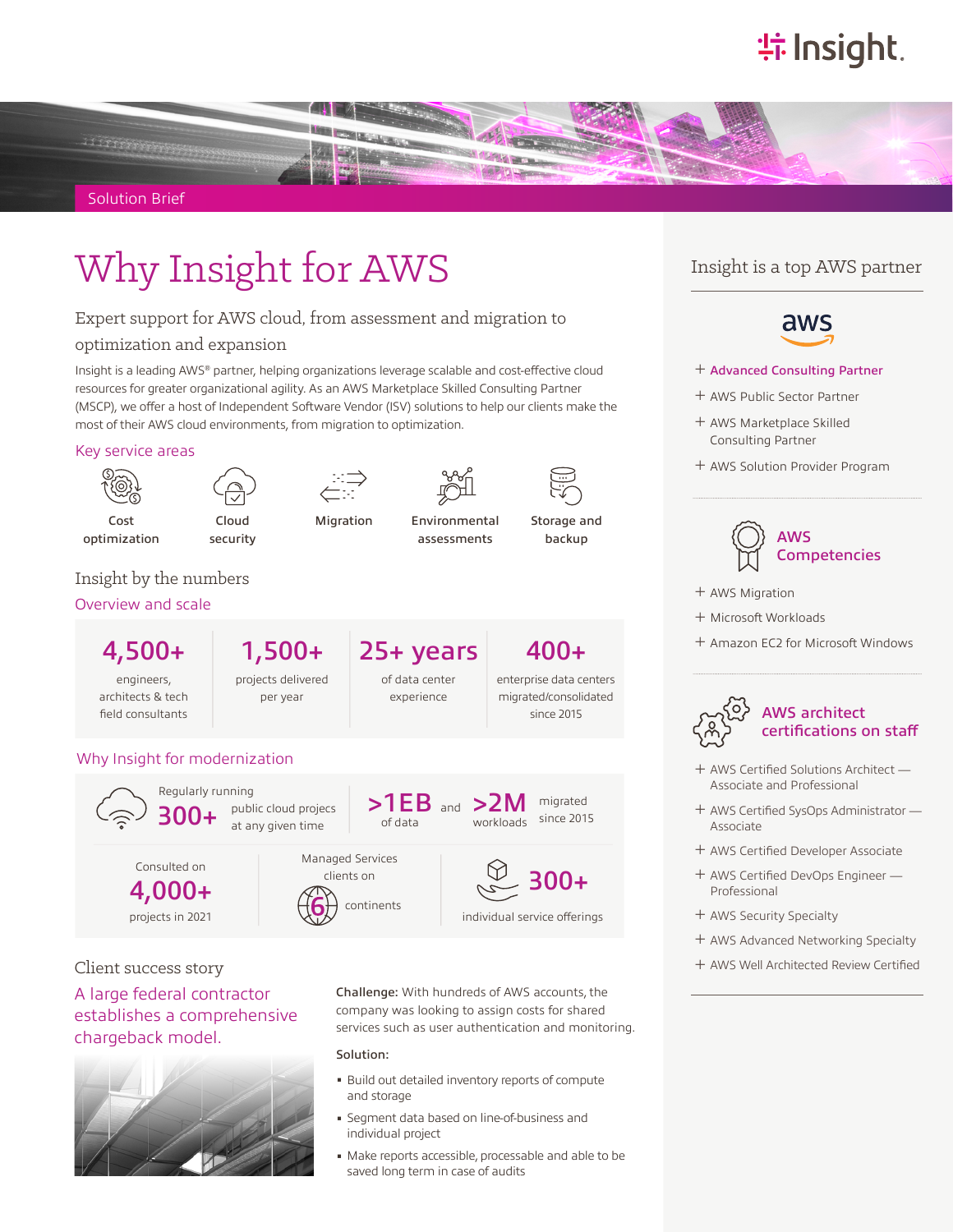Solution Brief

# Why Insight for AWS

## Expert support for AWS cloud, from assessment and migration to optimization and expansion

Insight is a leading AWS® partner, helping organizations leverage scalable and cost-effective cloud resources for greater organizational agility. As an AWS Marketplace Skilled Consulting Partner (MSCP), we offer a host of Independent Software Vendor (ISV) solutions to help our clients make the most of their AWS cloud environments, from migration to optimization.

### Key service areas

- Cost optimization
- Cloud security
- Migration
- Environmental assessments
- Storage and backup

## Insight by the numbers

### Overview and scale

- **4,500+** engineers, architects & tech field consultants
- **1,500+** projects delivered per year
- **25+ years** of data center experience
- **400+** enterprise data centers migrated/consolidated since 2015

### Why Insight for modernization

- Regularly running **300+** public cloud projecs at any given time
- **>1EB** of data and **>2M** workloads migrated since 2015
- Consulted on **4,000+** projects in 2021
- Managed Services clients on **6** continents
- **300+** individual service offerings

## Client success story

### A large federal contractor establishes a comprehensive chargeback model.

**Challenge:** With hundreds of AWS accounts, the company was looking to assign costs for shared services such as user authentication and monitoring.

**Solution:**

- Build out detailed inventory reports of compute and storage
- Segment data based on line-of-business and individual project
- Make reports accessible, processable and able to be saved long term in case of audits

## Insight is a top AWS partner

- Advanced Consulting Partner
- AWS Public Sector Partner
- AWS Marketplace Skilled Consulting Partner
- AWS Solution Provider Program

### AWS Competencies

- AWS Migration
- Microsoft Workloads
- Amazon EC2 for Microsoft Windows

### AWS architect certifications on staff

- AWS Certified Solutions Architect — Associate and Professional
- AWS Certified SysOps Administrator — Associate
- AWS Certified Developer Associate
- AWS Certified DevOps Engineer — Professional
- AWS Security Specialty
- AWS Advanced Networking Specialty
- AWS Well Architected Review Certified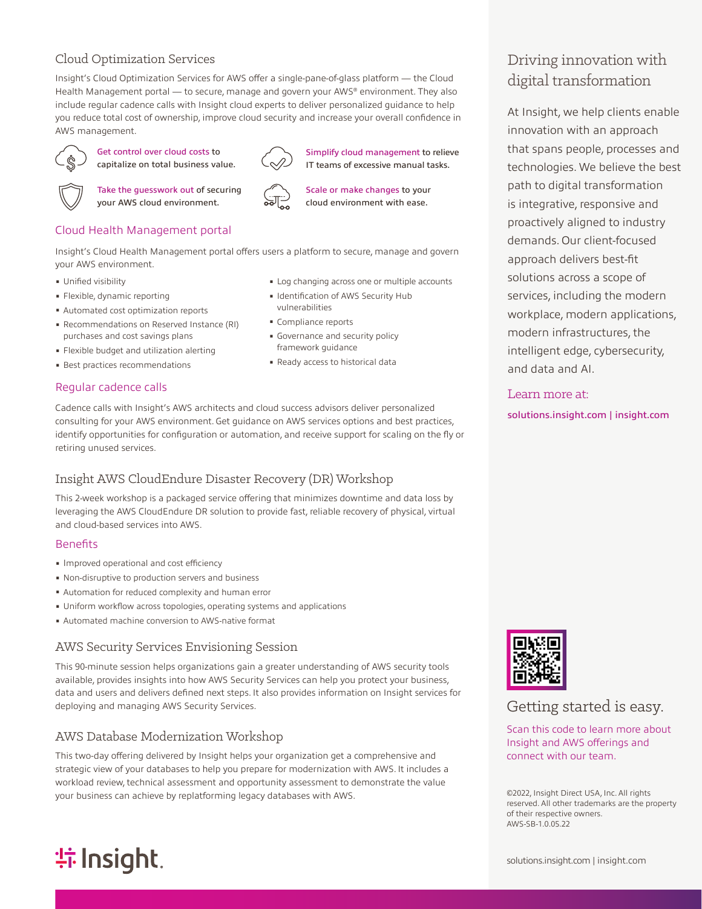## Cloud Optimization Services

Insight's Cloud Optimization Services for AWS offer a single-pane-of-glass platform — the Cloud Health Management portal — to secure, manage and govern your AWS® environment. They also include regular cadence calls with Insight cloud experts to deliver personalized guidance to help you reduce total cost of ownership, improve cloud security and increase your overall confidence in AWS management.

**Get control over cloud costs** to capitalize on total business value.

**Simplify cloud management** to relieve IT teams of excessive manual tasks.

**Take the guesswork out** of securing your AWS cloud environment.

**Scale or make changes** to your cloud environment with ease.

### Cloud Health Management portal

Insight's Cloud Health Management portal offers users a platform to secure, manage and govern your AWS environment.

- Unified visibility
- Flexible, dynamic reporting
- Automated cost optimization reports
- Recommendations on Reserved Instance (RI) purchases and cost savings plans
- Flexible budget and utilization alerting
- Best practices recommendations
- Log changing across one or multiple accounts
- Identification of AWS Security Hub vulnerabilities
- Compliance reports
- Governance and security policy framework guidance
- Ready access to historical data

### Regular cadence calls

Cadence calls with Insight's AWS architects and cloud success advisors deliver personalized consulting for your AWS environment. Get guidance on AWS services options and best practices, identify opportunities for configuration or automation, and receive support for scaling on the fly or retiring unused services.

## Insight AWS CloudEndure Disaster Recovery (DR) Workshop

This 2-week workshop is a packaged service offering that minimizes downtime and data loss by leveraging the AWS CloudEndure DR solution to provide fast, reliable recovery of physical, virtual and cloud-based services into AWS.

### Benefits

- Improved operational and cost efficiency
- Non-disruptive to production servers and business
- Automation for reduced complexity and human error
- Uniform workflow across topologies, operating systems and applications
- Automated machine conversion to AWS-native format

## AWS Security Services Envisioning Session

This 90-minute session helps organizations gain a greater understanding of AWS security tools available, provides insights into how AWS Security Services can help you protect your business, data and users and delivers defined next steps. It also provides information on Insight services for deploying and managing AWS Security Services.

## AWS Database Modernization Workshop

This two-day offering delivered by Insight helps your organization get a comprehensive and strategic view of your databases to help you prepare for modernization with AWS. It includes a workload review, technical assessment and opportunity assessment to demonstrate the value your business can achieve by replatforming legacy databases with AWS.

Insight.

## Driving innovation with digital transformation

At Insight, we help clients enable innovation with an approach that spans people, processes and technologies. We believe the best path to digital transformation is integrative, responsive and proactively aligned to industry demands. Our client-focused approach delivers best-fit solutions across a scope of services, including the modern workplace, modern applications, modern infrastructures, the intelligent edge, cybersecurity, and data and AI.

Learn more at:

solutions.insight.com | insight.com

## Getting started is easy.

Scan this code to learn more about Insight and AWS offerings and connect with our team.

©2022, Insight Direct USA, Inc. All rights reserved. All other trademarks are the property of their respective owners.
AWS-SB-1.0.05.22

solutions.insight.com | insight.com